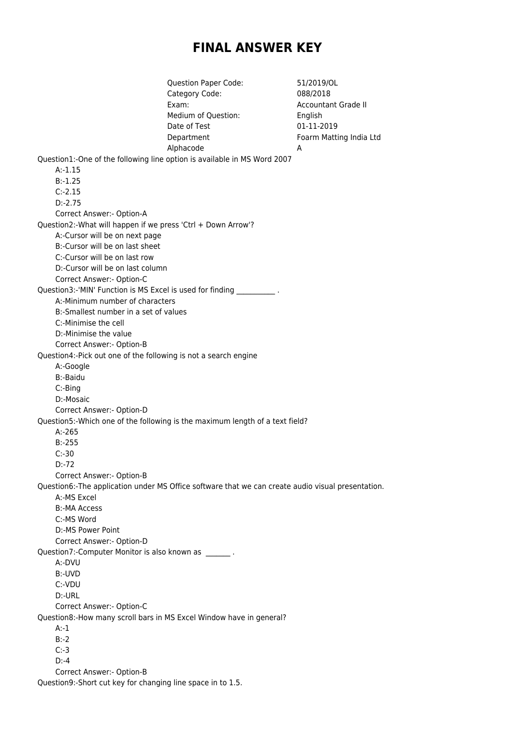# FINAL ANSWER KEY

| | |
|---|---|
| Question Paper Code: | 51/2019/OL |
| Category Code: | 088/2018 |
| Exam: | Accountant Grade II |
| Medium of Question: | English |
| Date of Test | 01-11-2019 |
| Department | Foarm Matting India Ltd |
| Alphacode | A |

Question1:-One of the following line option is available in MS Word 2007

A:-1.15

B:-1.25

C:-2.15

D:-2.75

Correct Answer:- Option-A

Question2:-What will happen if we press 'Ctrl + Down Arrow'?

A:-Cursor will be on next page

B:-Cursor will be on last sheet

C:-Cursor will be on last row

D:-Cursor will be on last column

Correct Answer:- Option-C

Question3:-'MIN' Function is MS Excel is used for finding ___________ .

A:-Minimum number of characters

B:-Smallest number in a set of values

C:-Minimise the cell

D:-Minimise the value

Correct Answer:- Option-B

Question4:-Pick out one of the following is not a search engine

A:-Google

B:-Baidu

C:-Bing

D:-Mosaic

Correct Answer:- Option-D

Question5:-Which one of the following is the maximum length of a text field?

A:-265

B:-255

C:-30

D:-72

Correct Answer:- Option-B

Question6:-The application under MS Office software that we can create audio visual presentation.

A:-MS Excel

B:-MA Access

C:-MS Word

D:-MS Power Point

Correct Answer:- Option-D

Question7:-Computer Monitor is also known as _______ .

A:-DVU

B:-UVD

C:-VDU

D:-URL

Correct Answer:- Option-C

Question8:-How many scroll bars in MS Excel Window have in general?

A:-1

B:-2

C:-3

D:-4

Correct Answer:- Option-B

Question9:-Short cut key for changing line space in to 1.5.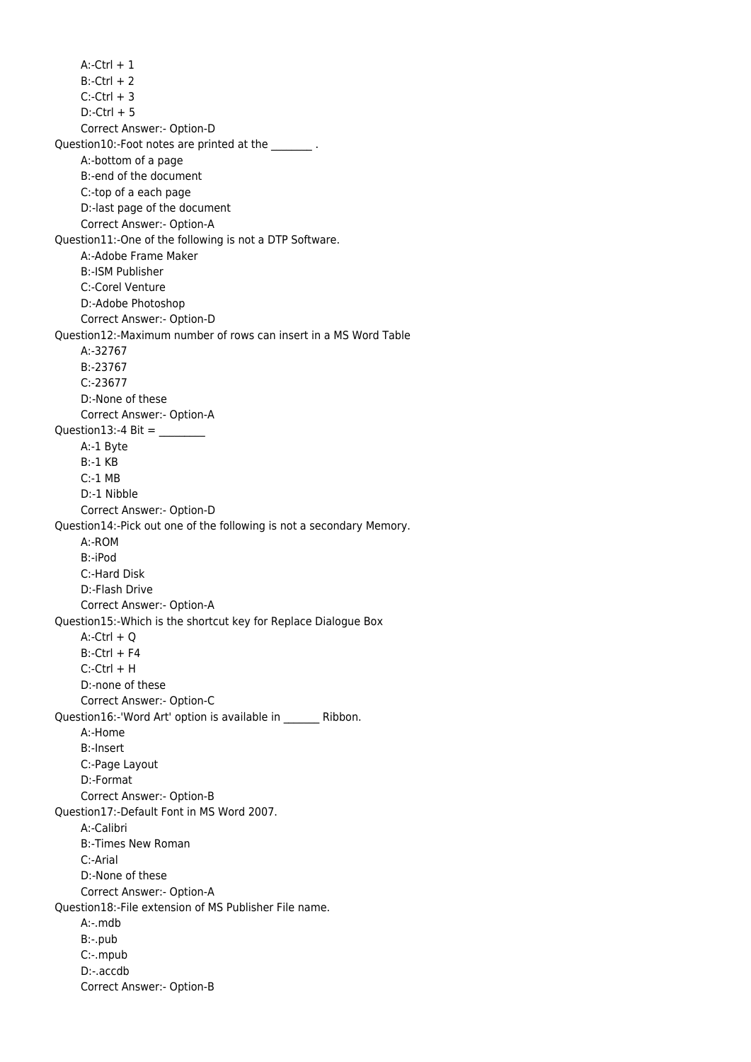A:-Ctrl + 1
B:-Ctrl + 2
C:-Ctrl + 3
D:-Ctrl + 5
Correct Answer:- Option-D

Question10:-Foot notes are printed at the ________ .
A:-bottom of a page
B:-end of the document
C:-top of a each page
D:-last page of the document
Correct Answer:- Option-A

Question11:-One of the following is not a DTP Software.
A:-Adobe Frame Maker
B:-ISM Publisher
C:-Corel Venture
D:-Adobe Photoshop
Correct Answer:- Option-D

Question12:-Maximum number of rows can insert in a MS Word Table
A:-32767
B:-23767
C:-23677
D:-None of these
Correct Answer:- Option-A

Question13:-4 Bit = _________
A:-1 Byte
B:-1 KB
C:-1 MB
D:-1 Nibble
Correct Answer:- Option-D

Question14:-Pick out one of the following is not a secondary Memory.
A:-ROM
B:-iPod
C:-Hard Disk
D:-Flash Drive
Correct Answer:- Option-A

Question15:-Which is the shortcut key for Replace Dialogue Box
A:-Ctrl + Q
B:-Ctrl + F4
C:-Ctrl + H
D:-none of these
Correct Answer:- Option-C

Question16:-'Word Art' option is available in _______ Ribbon.
A:-Home
B:-Insert
C:-Page Layout
D:-Format
Correct Answer:- Option-B

Question17:-Default Font in MS Word 2007.
A:-Calibri
B:-Times New Roman
C:-Arial
D:-None of these
Correct Answer:- Option-A

Question18:-File extension of MS Publisher File name.
A:-.mdb
B:-.pub
C:-.mpub
D:-.accdb
Correct Answer:- Option-B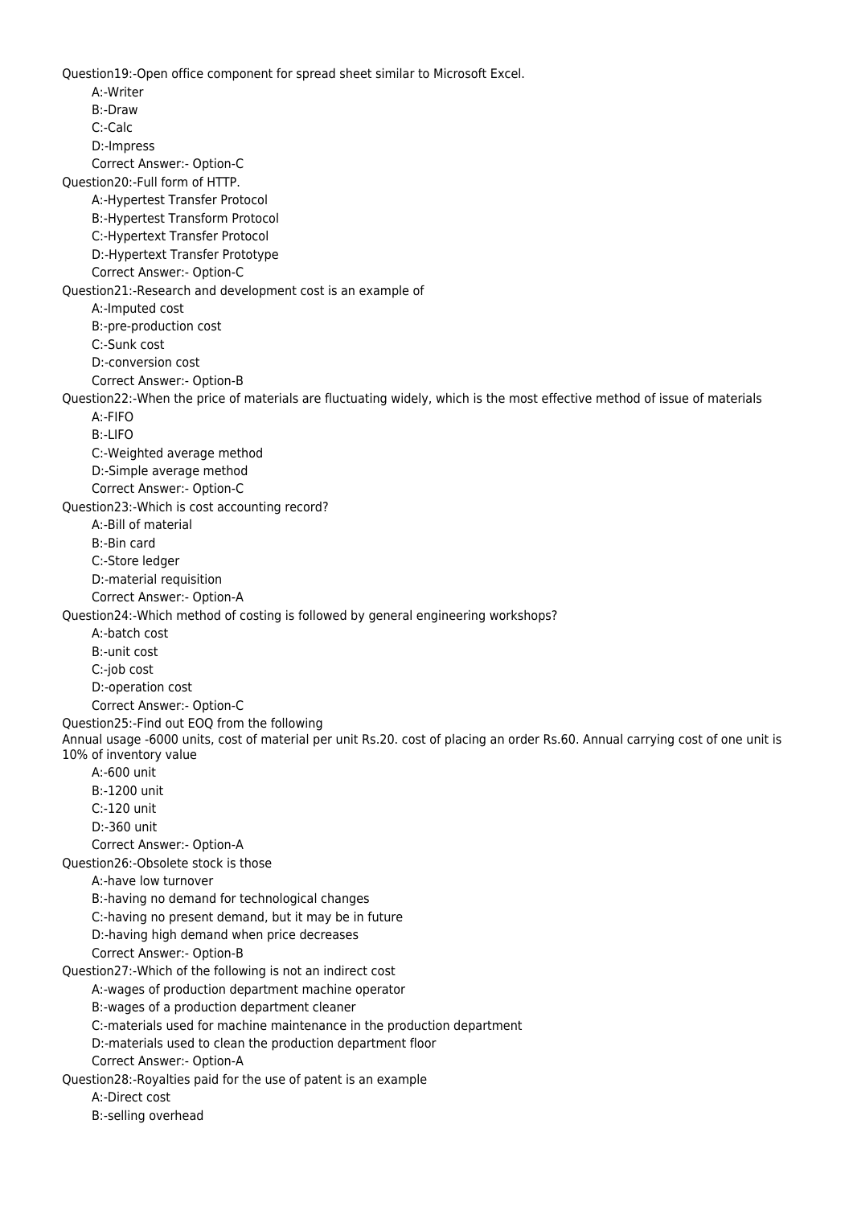Question19:-Open office component for spread sheet similar to Microsoft Excel.

A:-Writer

B:-Draw

C:-Calc

D:-Impress

Correct Answer:- Option-C

Question20:-Full form of HTTP.

A:-Hypertest Transfer Protocol

B:-Hypertest Transform Protocol

C:-Hypertext Transfer Protocol

D:-Hypertext Transfer Prototype

Correct Answer:- Option-C

Question21:-Research and development cost is an example of

A:-Imputed cost

B:-pre-production cost

C:-Sunk cost

D:-conversion cost

Correct Answer:- Option-B

Question22:-When the price of materials are fluctuating widely, which is the most effective method of issue of materials

A:-FIFO

B:-LIFO

C:-Weighted average method

D:-Simple average method

Correct Answer:- Option-C

Question23:-Which is cost accounting record?

A:-Bill of material

B:-Bin card

C:-Store ledger

D:-material requisition

Correct Answer:- Option-A

Question24:-Which method of costing is followed by general engineering workshops?

A:-batch cost

B:-unit cost

C:-job cost

D:-operation cost

Correct Answer:- Option-C

Question25:-Find out EOQ from the following

Annual usage -6000 units, cost of material per unit Rs.20. cost of placing an order Rs.60. Annual carrying cost of one unit is 10% of inventory value

A:-600 unit

B:-1200 unit

C:-120 unit

D:-360 unit

Correct Answer:- Option-A

Question26:-Obsolete stock is those

A:-have low turnover

B:-having no demand for technological changes

C:-having no present demand, but it may be in future

D:-having high demand when price decreases

Correct Answer:- Option-B

Question27:-Which of the following is not an indirect cost

A:-wages of production department machine operator

B:-wages of a production department cleaner

C:-materials used for machine maintenance in the production department

D:-materials used to clean the production department floor

Correct Answer:- Option-A

Question28:-Royalties paid for the use of patent is an example

A:-Direct cost

B:-selling overhead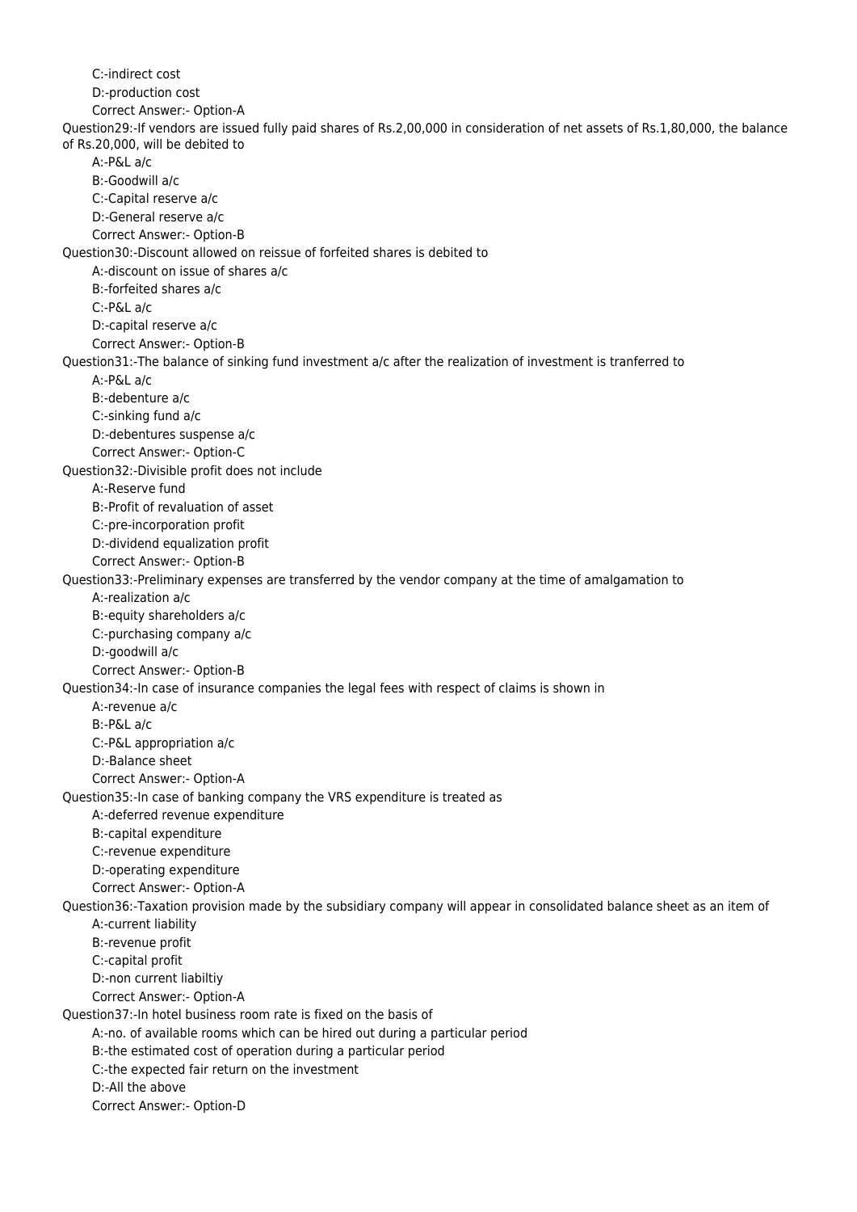C:-indirect cost

D:-production cost

Correct Answer:- Option-A

Question29:-If vendors are issued fully paid shares of Rs.2,00,000 in consideration of net assets of Rs.1,80,000, the balance of Rs.20,000, will be debited to

A:-P&L a/c

B:-Goodwill a/c

C:-Capital reserve a/c

D:-General reserve a/c

Correct Answer:- Option-B

Question30:-Discount allowed on reissue of forfeited shares is debited to

A:-discount on issue of shares a/c

B:-forfeited shares a/c

C:-P&L a/c

D:-capital reserve a/c

Correct Answer:- Option-B

Question31:-The balance of sinking fund investment a/c after the realization of investment is tranferred to

A:-P&L a/c

B:-debenture a/c

C:-sinking fund a/c

D:-debentures suspense a/c

Correct Answer:- Option-C

Question32:-Divisible profit does not include

A:-Reserve fund

B:-Profit of revaluation of asset

C:-pre-incorporation profit

D:-dividend equalization profit

Correct Answer:- Option-B

Question33:-Preliminary expenses are transferred by the vendor company at the time of amalgamation to

A:-realization a/c

B:-equity shareholders a/c

C:-purchasing company a/c

D:-goodwill a/c

Correct Answer:- Option-B

Question34:-In case of insurance companies the legal fees with respect of claims is shown in

A:-revenue a/c

B:-P&L a/c

C:-P&L appropriation a/c

D:-Balance sheet

Correct Answer:- Option-A

Question35:-In case of banking company the VRS expenditure is treated as

A:-deferred revenue expenditure

B:-capital expenditure

C:-revenue expenditure

D:-operating expenditure

Correct Answer:- Option-A

Question36:-Taxation provision made by the subsidiary company will appear in consolidated balance sheet as an item of

A:-current liability

B:-revenue profit

C:-capital profit

D:-non current liabiltiy

Correct Answer:- Option-A

Question37:-In hotel business room rate is fixed on the basis of

A:-no. of available rooms which can be hired out during a particular period

B:-the estimated cost of operation during a particular period

C:-the expected fair return on the investment

D:-All the above

Correct Answer:- Option-D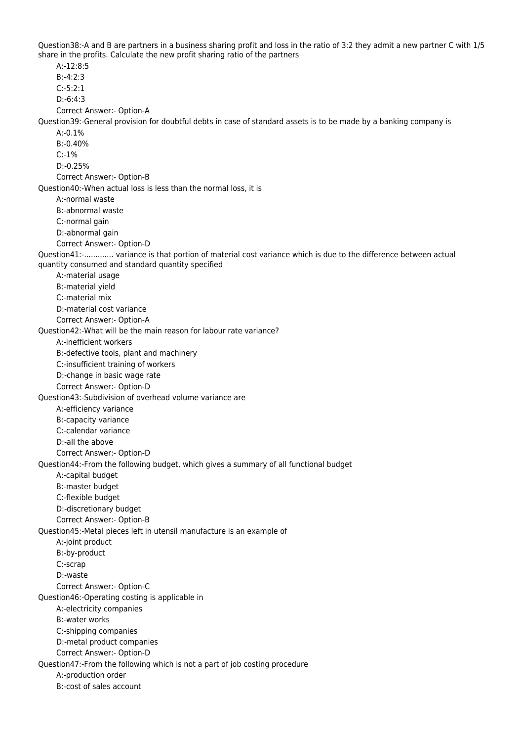Question38:-A and B are partners in a business sharing profit and loss in the ratio of 3:2 they admit a new partner C with 1/5 share in the profits. Calculate the new profit sharing ratio of the partners

A:-12:8:5

B:-4:2:3

C:-5:2:1

D:-6:4:3

Correct Answer:- Option-A

Question39:-General provision for doubtful debts in case of standard assets is to be made by a banking company is

A:-0.1%

B:-0.40%

C:-1%

D:-0.25%

Correct Answer:- Option-B

Question40:-When actual loss is less than the normal loss, it is

A:-normal waste

B:-abnormal waste

C:-normal gain

D:-abnormal gain

Correct Answer:- Option-D

Question41:-............ variance is that portion of material cost variance which is due to the difference between actual quantity consumed and standard quantity specified

A:-material usage

B:-material yield

C:-material mix

D:-material cost variance

Correct Answer:- Option-A

Question42:-What will be the main reason for labour rate variance?

A:-inefficient workers

B:-defective tools, plant and machinery

C:-insufficient training of workers

D:-change in basic wage rate

Correct Answer:- Option-D

Question43:-Subdivision of overhead volume variance are

A:-efficiency variance

B:-capacity variance

C:-calendar variance

D:-all the above

Correct Answer:- Option-D

Question44:-From the following budget, which gives a summary of all functional budget

A:-capital budget

B:-master budget

C:-flexible budget

D:-discretionary budget

Correct Answer:- Option-B

Question45:-Metal pieces left in utensil manufacture is an example of

A:-joint product

B:-by-product

C:-scrap

D:-waste

Correct Answer:- Option-C

Question46:-Operating costing is applicable in

A:-electricity companies

B:-water works

C:-shipping companies

D:-metal product companies

Correct Answer:- Option-D

Question47:-From the following which is not a part of job costing procedure

A:-production order

B:-cost of sales account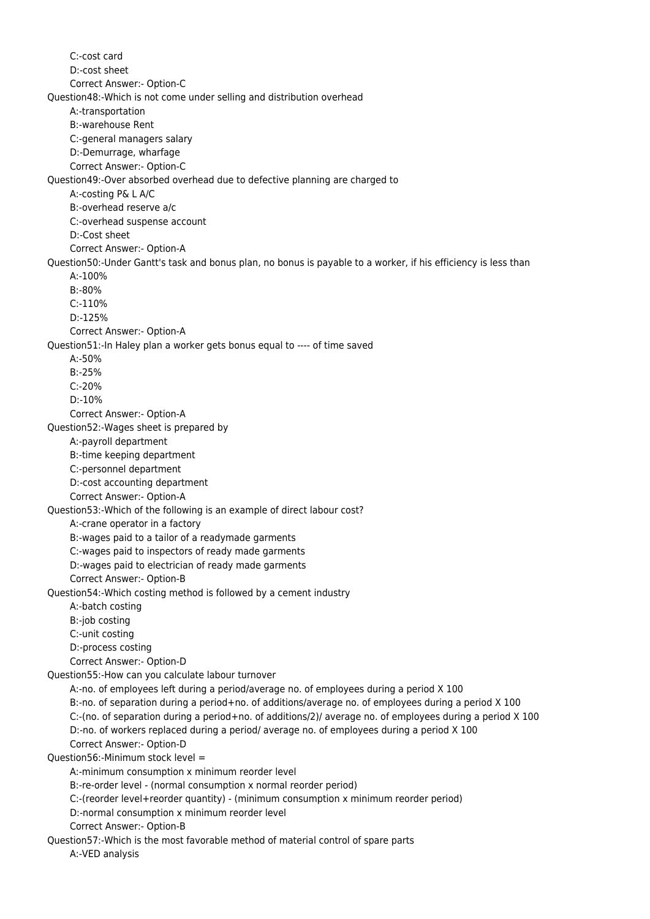C:-cost card

D:-cost sheet

Correct Answer:- Option-C

Question48:-Which is not come under selling and distribution overhead

A:-transportation

B:-warehouse Rent

C:-general managers salary

D:-Demurrage, wharfage

Correct Answer:- Option-C

Question49:-Over absorbed overhead due to defective planning are charged to

A:-costing P& L A/C

B:-overhead reserve a/c

C:-overhead suspense account

D:-Cost sheet

Correct Answer:- Option-A

Question50:-Under Gantt's task and bonus plan, no bonus is payable to a worker, if his efficiency is less than

A:-100%

B:-80%

C:-110%

D:-125%

Correct Answer:- Option-A

Question51:-In Haley plan a worker gets bonus equal to ---- of time saved

A:-50%

B:-25%

C:-20%

D:-10%

Correct Answer:- Option-A

Question52:-Wages sheet is prepared by

A:-payroll department

B:-time keeping department

C:-personnel department

D:-cost accounting department

Correct Answer:- Option-A

Question53:-Which of the following is an example of direct labour cost?

A:-crane operator in a factory

B:-wages paid to a tailor of a readymade garments

C:-wages paid to inspectors of ready made garments

D:-wages paid to electrician of ready made garments

Correct Answer:- Option-B

Question54:-Which costing method is followed by a cement industry

A:-batch costing

B:-job costing

C:-unit costing

D:-process costing

Correct Answer:- Option-D

Question55:-How can you calculate labour turnover

A:-no. of employees left during a period/average no. of employees during a period X 100

B:-no. of separation during a period+no. of additions/average no. of employees during a period X 100

C:-(no. of separation during a period+no. of additions/2)/ average no. of employees during a period X 100

D:-no. of workers replaced during a period/ average no. of employees during a period X 100

Correct Answer:- Option-D

Question56:-Minimum stock level =

A:-minimum consumption x minimum reorder level

B:-re-order level - (normal consumption x normal reorder period)

C:-(reorder level+reorder quantity) - (minimum consumption x minimum reorder period)

D:-normal consumption x minimum reorder level

Correct Answer:- Option-B

Question57:-Which is the most favorable method of material control of spare parts

A:-VED analysis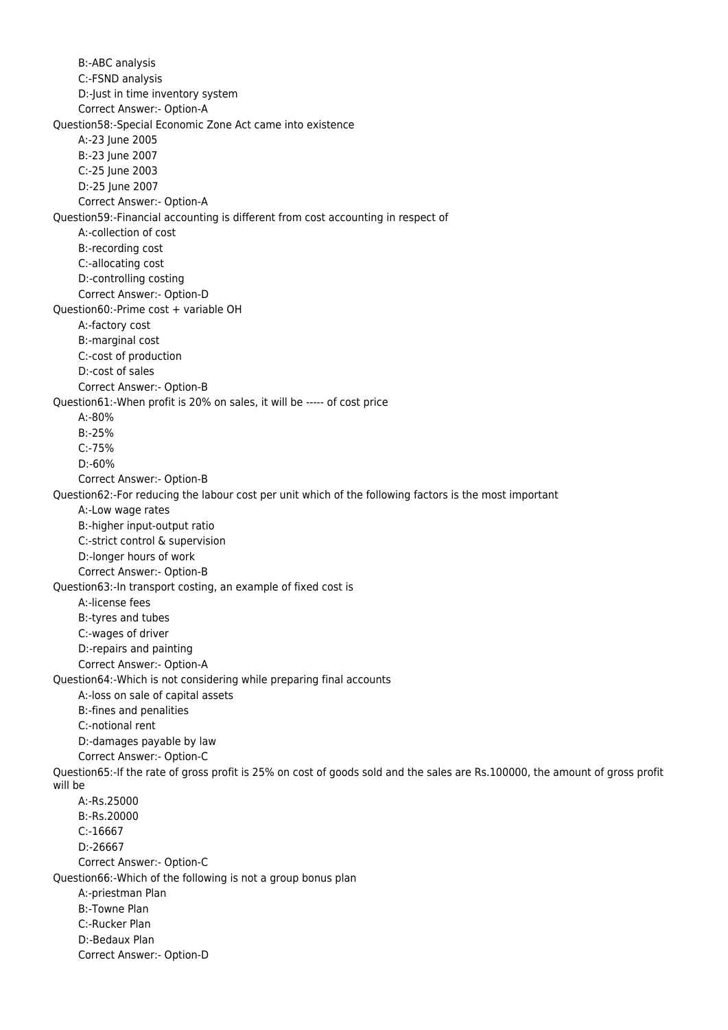B:-ABC analysis

C:-FSND analysis

D:-Just in time inventory system

Correct Answer:- Option-A

Question58:-Special Economic Zone Act came into existence

A:-23 June 2005

B:-23 June 2007

C:-25 June 2003

D:-25 June 2007

Correct Answer:- Option-A

Question59:-Financial accounting is different from cost accounting in respect of

A:-collection of cost

B:-recording cost

C:-allocating cost

D:-controlling costing

Correct Answer:- Option-D

Question60:-Prime cost + variable OH

A:-factory cost

B:-marginal cost

C:-cost of production

D:-cost of sales

Correct Answer:- Option-B

Question61:-When profit is 20% on sales, it will be ----- of cost price

A:-80%

B:-25%

C:-75%

D:-60%

Correct Answer:- Option-B

Question62:-For reducing the labour cost per unit which of the following factors is the most important

A:-Low wage rates

B:-higher input-output ratio

C:-strict control & supervision

D:-longer hours of work

Correct Answer:- Option-B

Question63:-In transport costing, an example of fixed cost is

A:-license fees

B:-tyres and tubes

C:-wages of driver

D:-repairs and painting

Correct Answer:- Option-A

Question64:-Which is not considering while preparing final accounts

A:-loss on sale of capital assets

B:-fines and penalities

C:-notional rent

D:-damages payable by law

Correct Answer:- Option-C

Question65:-If the rate of gross profit is 25% on cost of goods sold and the sales are Rs.100000, the amount of gross profit will be

A:-Rs.25000

B:-Rs.20000

C:-16667

D:-26667

Correct Answer:- Option-C

Question66:-Which of the following is not a group bonus plan

A:-priestman Plan

B:-Towne Plan

C:-Rucker Plan

D:-Bedaux Plan

Correct Answer:- Option-D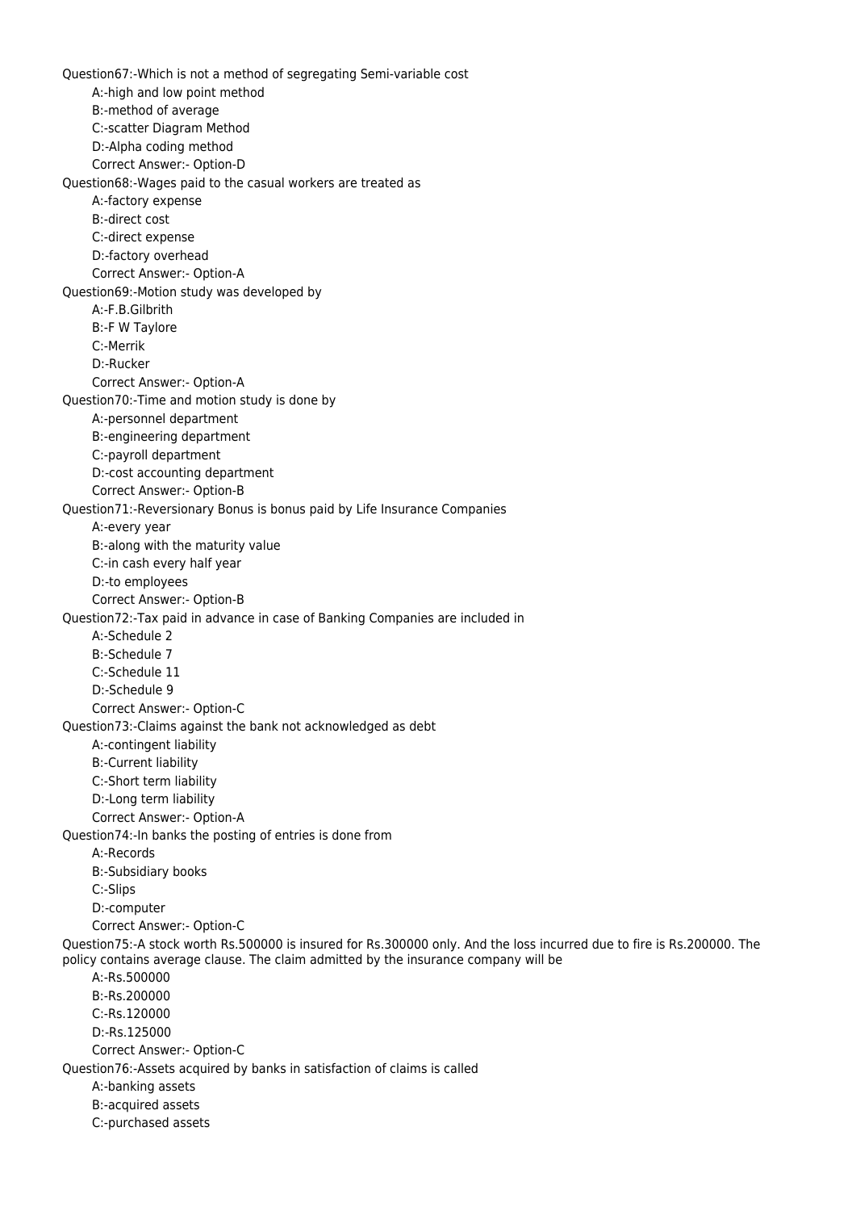Question67:-Which is not a method of segregating Semi-variable cost

A:-high and low point method

B:-method of average

C:-scatter Diagram Method

D:-Alpha coding method

Correct Answer:- Option-D

Question68:-Wages paid to the casual workers are treated as

A:-factory expense

B:-direct cost

C:-direct expense

D:-factory overhead

Correct Answer:- Option-A

Question69:-Motion study was developed by

A:-F.B.Gilbrith

B:-F W Taylore

C:-Merrik

D:-Rucker

Correct Answer:- Option-A

Question70:-Time and motion study is done by

A:-personnel department

B:-engineering department

C:-payroll department

D:-cost accounting department

Correct Answer:- Option-B

Question71:-Reversionary Bonus is bonus paid by Life Insurance Companies

A:-every year

B:-along with the maturity value

C:-in cash every half year

D:-to employees

Correct Answer:- Option-B

Question72:-Tax paid in advance in case of Banking Companies are included in

A:-Schedule 2

B:-Schedule 7

C:-Schedule 11

D:-Schedule 9

Correct Answer:- Option-C

Question73:-Claims against the bank not acknowledged as debt

A:-contingent liability

B:-Current liability

C:-Short term liability

D:-Long term liability

Correct Answer:- Option-A

Question74:-In banks the posting of entries is done from

A:-Records

B:-Subsidiary books

C:-Slips

D:-computer

Correct Answer:- Option-C

Question75:-A stock worth Rs.500000 is insured for Rs.300000 only. And the loss incurred due to fire is Rs.200000. The policy contains average clause. The claim admitted by the insurance company will be

A:-Rs.500000

B:-Rs.200000

C:-Rs.120000

D:-Rs.125000

Correct Answer:- Option-C

Question76:-Assets acquired by banks in satisfaction of claims is called

A:-banking assets

B:-acquired assets

C:-purchased assets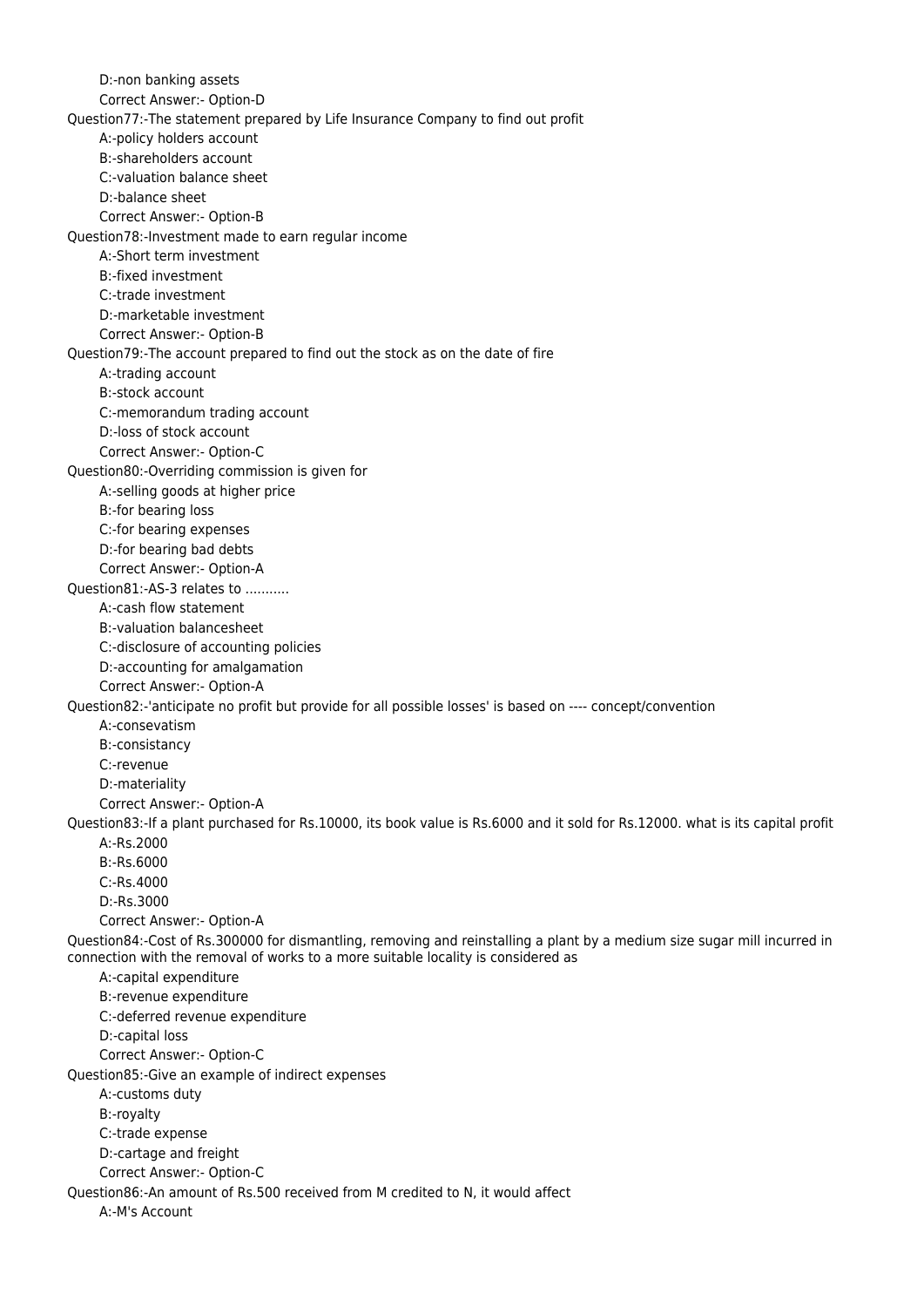D:-non banking assets

Correct Answer:- Option-D

Question77:-The statement prepared by Life Insurance Company to find out profit

A:-policy holders account

B:-shareholders account

C:-valuation balance sheet

D:-balance sheet

Correct Answer:- Option-B

Question78:-Investment made to earn regular income

A:-Short term investment

B:-fixed investment

C:-trade investment

D:-marketable investment

Correct Answer:- Option-B

Question79:-The account prepared to find out the stock as on the date of fire

A:-trading account

B:-stock account

C:-memorandum trading account

D:-loss of stock account

Correct Answer:- Option-C

Question80:-Overriding commission is given for

A:-selling goods at higher price

B:-for bearing loss

C:-for bearing expenses

D:-for bearing bad debts

Correct Answer:- Option-A

Question81:-AS-3 relates to ...........

A:-cash flow statement

B:-valuation balancesheet

C:-disclosure of accounting policies

D:-accounting for amalgamation

Correct Answer:- Option-A

Question82:-'anticipate no profit but provide for all possible losses' is based on ---- concept/convention

A:-consevatism

B:-consistancy

C:-revenue

D:-materiality

Correct Answer:- Option-A

Question83:-If a plant purchased for Rs.10000, its book value is Rs.6000 and it sold for Rs.12000. what is its capital profit

A:-Rs.2000

B:-Rs.6000

C:-Rs.4000

D:-Rs.3000

Correct Answer:- Option-A

Question84:-Cost of Rs.300000 for dismantling, removing and reinstalling a plant by a medium size sugar mill incurred in connection with the removal of works to a more suitable locality is considered as

A:-capital expenditure

B:-revenue expenditure

C:-deferred revenue expenditure

D:-capital loss

Correct Answer:- Option-C

Question85:-Give an example of indirect expenses

A:-customs duty

B:-royalty

C:-trade expense

D:-cartage and freight

Correct Answer:- Option-C

Question86:-An amount of Rs.500 received from M credited to N, it would affect

A:-M's Account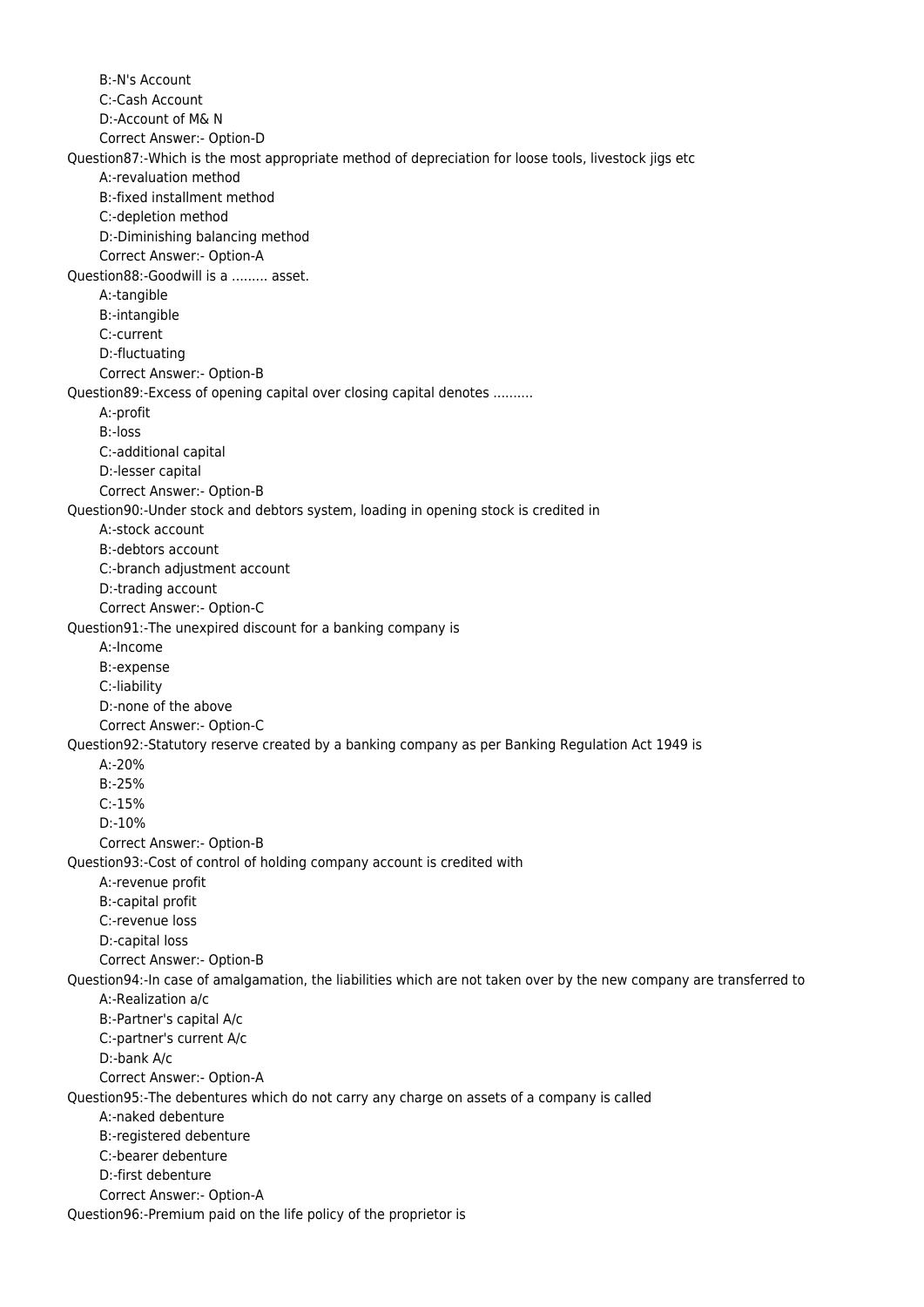B:-N's Account

C:-Cash Account

D:-Account of M& N

Correct Answer:- Option-D

Question87:-Which is the most appropriate method of depreciation for loose tools, livestock jigs etc

A:-revaluation method

B:-fixed installment method

C:-depletion method

D:-Diminishing balancing method

Correct Answer:- Option-A

Question88:-Goodwill is a ......... asset.

A:-tangible

B:-intangible

C:-current

D:-fluctuating

Correct Answer:- Option-B

Question89:-Excess of opening capital over closing capital denotes ..........

A:-profit

B:-loss

C:-additional capital

D:-lesser capital

Correct Answer:- Option-B

Question90:-Under stock and debtors system, loading in opening stock is credited in

A:-stock account

B:-debtors account

C:-branch adjustment account

D:-trading account

Correct Answer:- Option-C

Question91:-The unexpired discount for a banking company is

A:-Income

B:-expense

C:-liability

D:-none of the above

Correct Answer:- Option-C

Question92:-Statutory reserve created by a banking company as per Banking Regulation Act 1949 is

A:-20%

B:-25%

C:-15%

D:-10%

Correct Answer:- Option-B

Question93:-Cost of control of holding company account is credited with

A:-revenue profit

B:-capital profit

C:-revenue loss

D:-capital loss

Correct Answer:- Option-B

Question94:-In case of amalgamation, the liabilities which are not taken over by the new company are transferred to

A:-Realization a/c

B:-Partner's capital A/c

C:-partner's current A/c

D:-bank A/c

Correct Answer:- Option-A

Question95:-The debentures which do not carry any charge on assets of a company is called

A:-naked debenture

B:-registered debenture

C:-bearer debenture

D:-first debenture

Correct Answer:- Option-A

Question96:-Premium paid on the life policy of the proprietor is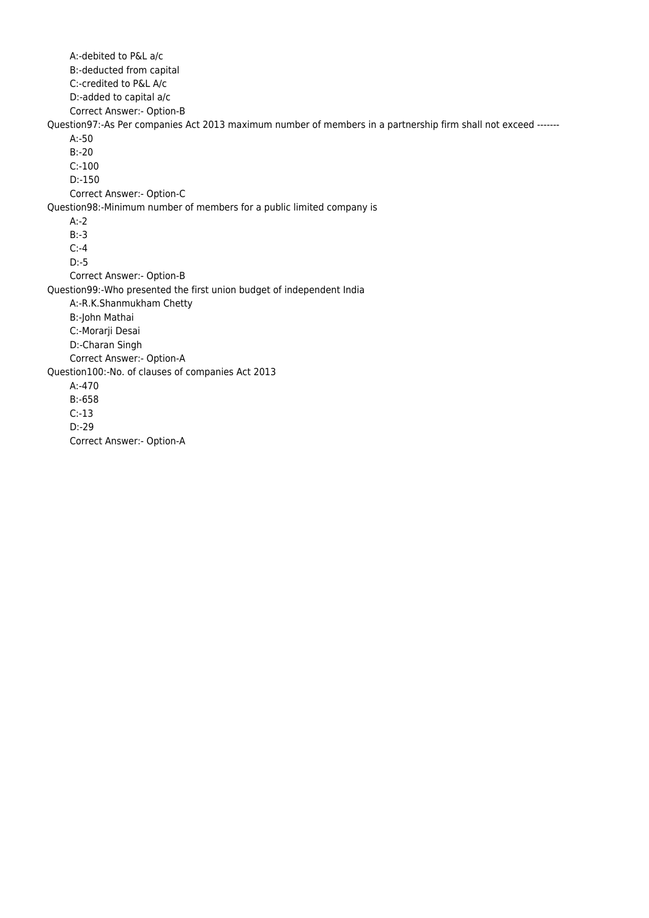A:-debited to P&L a/c

B:-deducted from capital

C:-credited to P&L A/c

D:-added to capital a/c

Correct Answer:- Option-B

Question97:-As Per companies Act 2013 maximum number of members in a partnership firm shall not exceed -------

A:-50

B:-20

C:-100

D:-150

Correct Answer:- Option-C

Question98:-Minimum number of members for a public limited company is

A:-2

B:-3

C:-4

D:-5

Correct Answer:- Option-B

Question99:-Who presented the first union budget of independent India

A:-R.K.Shanmukham Chetty

B:-John Mathai

C:-Morarji Desai

D:-Charan Singh

Correct Answer:- Option-A

Question100:-No. of clauses of companies Act 2013

A:-470

B:-658

C:-13

D:-29

Correct Answer:- Option-A